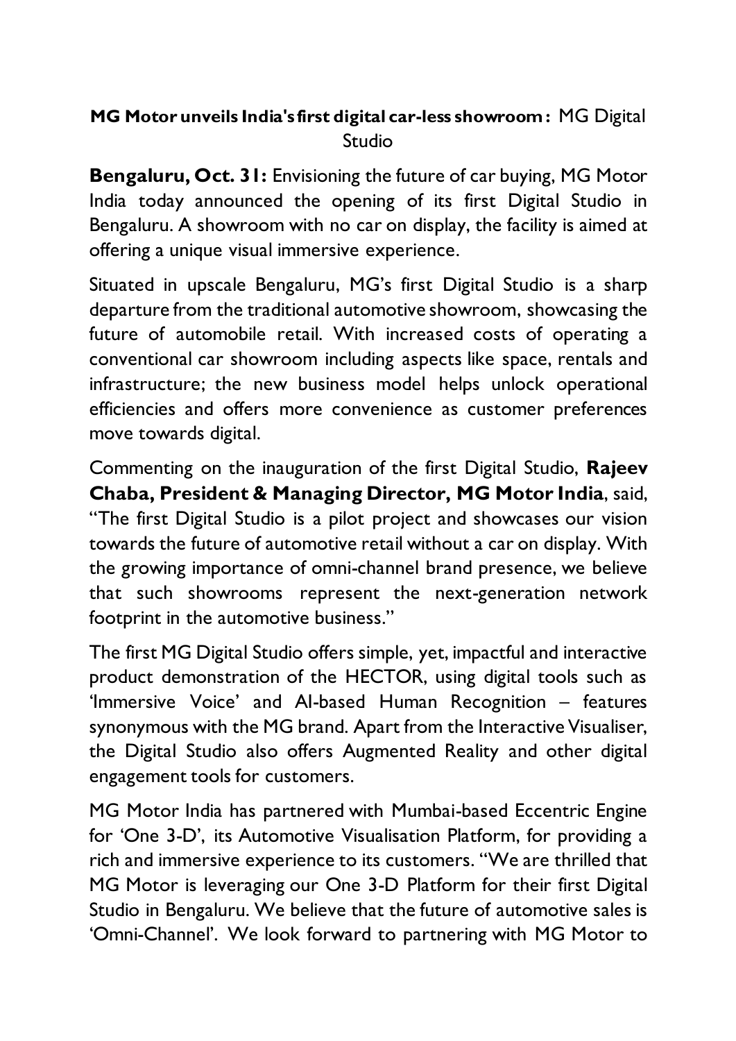**MG Motor unveils India's first digital car-less showroom:** MG Digital Studio

**Bengaluru, Oct. 31:** Envisioning the future of car buying, MG Motor India today announced the opening of its first Digital Studio in Bengaluru. A showroom with no car on display, the facility is aimed at offering a unique visual immersive experience.

Situated in upscale Bengaluru, MG's first Digital Studio is a sharp departure from the traditional automotive showroom, showcasing the future of automobile retail. With increased costs of operating a conventional car showroom including aspects like space, rentals and infrastructure; the new business model helps unlock operational efficiencies and offers more convenience as customer preferences move towards digital.

Commenting on the inauguration of the first Digital Studio, **Rajeev Chaba, President & Managing Director, MG Motor India**, said, "The first Digital Studio is a pilot project and showcases our vision towards the future of automotive retail without a car on display. With the growing importance of omni-channel brand presence, we believe that such showrooms represent the next-generation network footprint in the automotive business."

The first MG Digital Studio offers simple, yet, impactful and interactive product demonstration of the HECTOR, using digital tools such as 'Immersive Voice' and AI-based Human Recognition – features synonymous with the MG brand. Apart from the Interactive Visualiser, the Digital Studio also offers Augmented Reality and other digital engagement tools for customers.

MG Motor India has partnered with Mumbai-based Eccentric Engine for 'One 3-D', its Automotive Visualisation Platform, for providing a rich and immersive experience to its customers. "We are thrilled that MG Motor is leveraging our One 3-D Platform for their first Digital Studio in Bengaluru. We believe that the future of automotive sales is 'Omni-Channel'. We look forward to partnering with MG Motor to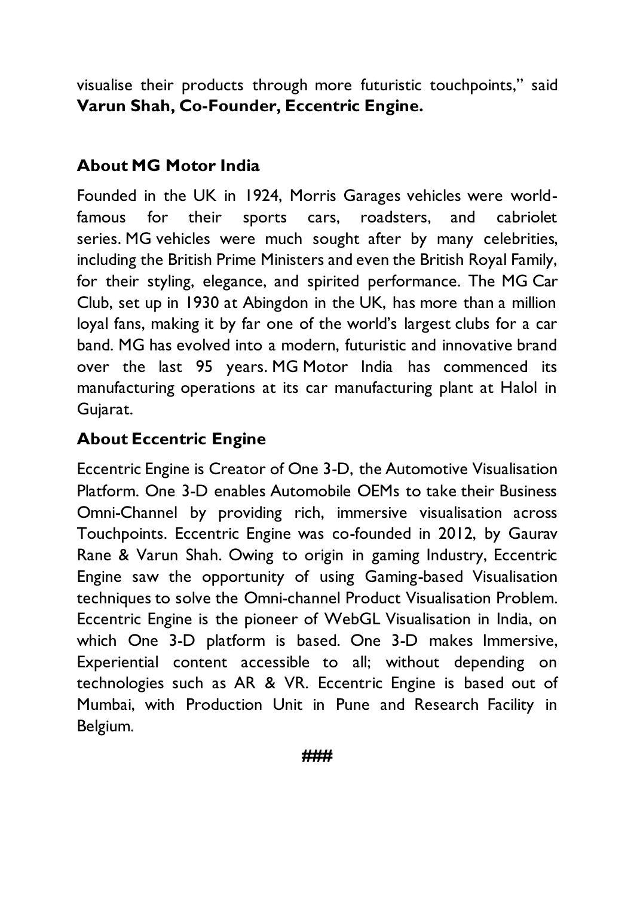visualise their products through more futuristic touchpoints," said **Varun Shah, Co-Founder, Eccentric Engine.**

## About MG Motor India

Founded in the UK in 1924, Morris Garages vehicles were world-famous for their sports cars, roadsters, and cabriolet series. MG vehicles were much sought after by many celebrities, including the British Prime Ministers and even the British Royal Family, for their styling, elegance, and spirited performance. The MG Car Club, set up in 1930 at Abingdon in the UK, has more than a million loyal fans, making it by far one of the world's largest clubs for a car band. MG has evolved into a modern, futuristic and innovative brand over the last 95 years. MG Motor India has commenced its manufacturing operations at its car manufacturing plant at Halol in Gujarat.

## About Eccentric Engine

Eccentric Engine is Creator of One 3-D, the Automotive Visualisation Platform. One 3-D enables Automobile OEMs to take their Business Omni-Channel by providing rich, immersive visualisation across Touchpoints. Eccentric Engine was co-founded in 2012, by Gaurav Rane & Varun Shah. Owing to origin in gaming Industry, Eccentric Engine saw the opportunity of using Gaming-based Visualisation techniques to solve the Omni-channel Product Visualisation Problem. Eccentric Engine is the pioneer of WebGL Visualisation in India, on which One 3-D platform is based. One 3-D makes Immersive, Experiential content accessible to all; without depending on technologies such as AR & VR. Eccentric Engine is based out of Mumbai, with Production Unit in Pune and Research Facility in Belgium.

**###**